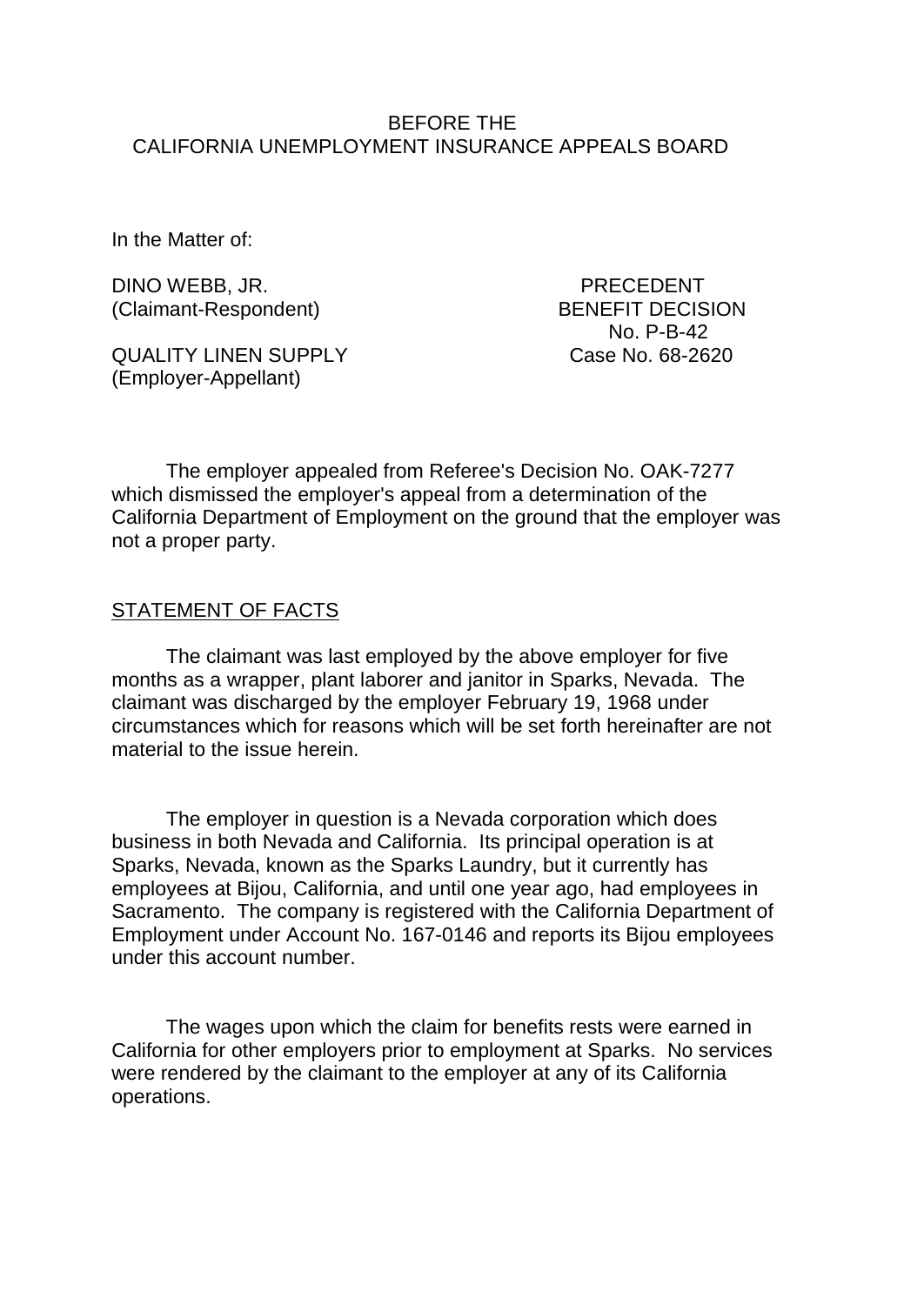BEFORE THE
CALIFORNIA UNEMPLOYMENT INSURANCE APPEALS BOARD

In the Matter of:

DINO WEBB, JR.
(Claimant-Respondent)

QUALITY LINEN SUPPLY
(Employer-Appellant)

PRECEDENT
BENEFIT DECISION
No. P-B-42
Case No. 68-2620

The employer appealed from Referee's Decision No. OAK-7277 which dismissed the employer's appeal from a determination of the California Department of Employment on the ground that the employer was not a proper party.

STATEMENT OF FACTS

The claimant was last employed by the above employer for five months as a wrapper, plant laborer and janitor in Sparks, Nevada. The claimant was discharged by the employer February 19, 1968 under circumstances which for reasons which will be set forth hereinafter are not material to the issue herein.

The employer in question is a Nevada corporation which does business in both Nevada and California. Its principal operation is at Sparks, Nevada, known as the Sparks Laundry, but it currently has employees at Bijou, California, and until one year ago, had employees in Sacramento. The company is registered with the California Department of Employment under Account No. 167-0146 and reports its Bijou employees under this account number.

The wages upon which the claim for benefits rests were earned in California for other employers prior to employment at Sparks. No services were rendered by the claimant to the employer at any of its California operations.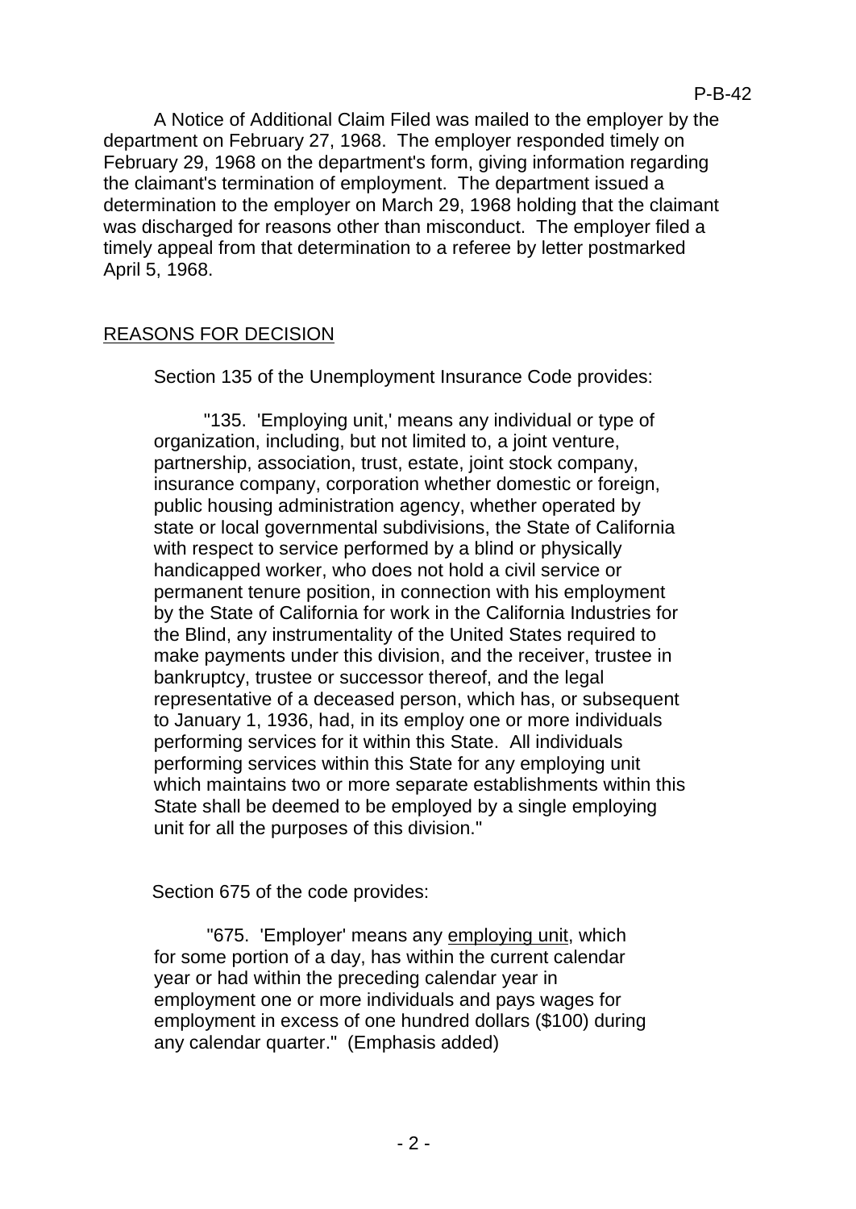A Notice of Additional Claim Filed was mailed to the employer by the department on February 27, 1968. The employer responded timely on February 29, 1968 on the department's form, giving information regarding the claimant's termination of employment. The department issued a determination to the employer on March 29, 1968 holding that the claimant was discharged for reasons other than misconduct. The employer filed a timely appeal from that determination to a referee by letter postmarked April 5, 1968.

## REASONS FOR DECISION

Section 135 of the Unemployment Insurance Code provides:

> "135. 'Employing unit,' means any individual or type of organization, including, but not limited to, a joint venture, partnership, association, trust, estate, joint stock company, insurance company, corporation whether domestic or foreign, public housing administration agency, whether operated by state or local governmental subdivisions, the State of California with respect to service performed by a blind or physically handicapped worker, who does not hold a civil service or permanent tenure position, in connection with his employment by the State of California for work in the California Industries for the Blind, any instrumentality of the United States required to make payments under this division, and the receiver, trustee in bankruptcy, trustee or successor thereof, and the legal representative of a deceased person, which has, or subsequent to January 1, 1936, had, in its employ one or more individuals performing services for it within this State. All individuals performing services within this State for any employing unit which maintains two or more separate establishments within this State shall be deemed to be employed by a single employing unit for all the purposes of this division."

Section 675 of the code provides:

> "675. 'Employer' means any <u>employing unit</u>, which for some portion of a day, has within the current calendar year or had within the preceding calendar year in employment one or more individuals and pays wages for employment in excess of one hundred dollars ($100) during any calendar quarter." (Emphasis added)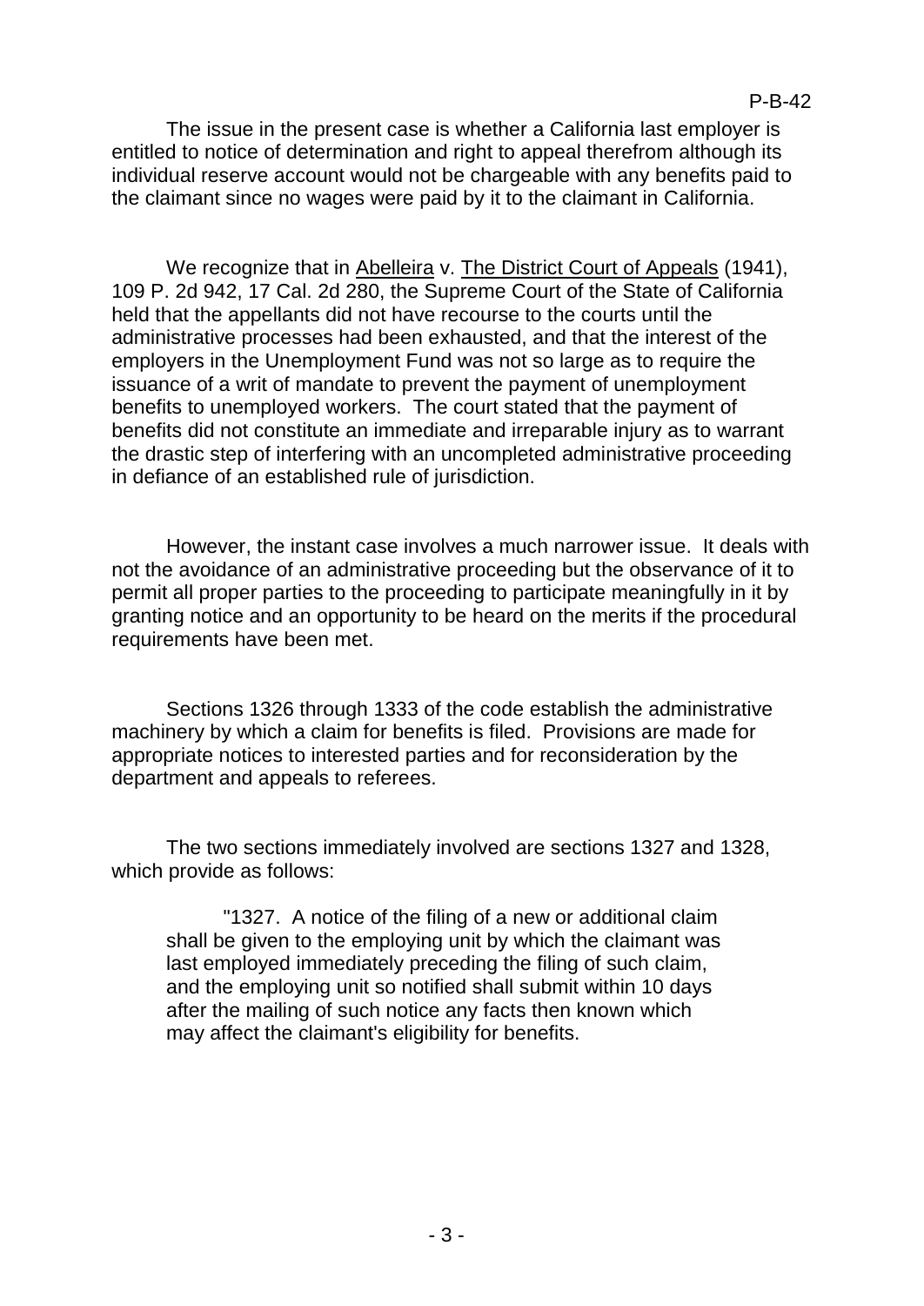The issue in the present case is whether a California last employer is entitled to notice of determination and right to appeal therefrom although its individual reserve account would not be chargeable with any benefits paid to the claimant since no wages were paid by it to the claimant in California.

We recognize that in Abelleira v. The District Court of Appeals (1941), 109 P. 2d 942, 17 Cal. 2d 280, the Supreme Court of the State of California held that the appellants did not have recourse to the courts until the administrative processes had been exhausted, and that the interest of the employers in the Unemployment Fund was not so large as to require the issuance of a writ of mandate to prevent the payment of unemployment benefits to unemployed workers. The court stated that the payment of benefits did not constitute an immediate and irreparable injury as to warrant the drastic step of interfering with an uncompleted administrative proceeding in defiance of an established rule of jurisdiction.

However, the instant case involves a much narrower issue. It deals with not the avoidance of an administrative proceeding but the observance of it to permit all proper parties to the proceeding to participate meaningfully in it by granting notice and an opportunity to be heard on the merits if the procedural requirements have been met.

Sections 1326 through 1333 of the code establish the administrative machinery by which a claim for benefits is filed. Provisions are made for appropriate notices to interested parties and for reconsideration by the department and appeals to referees.

The two sections immediately involved are sections 1327 and 1328, which provide as follows:

> "1327. A notice of the filing of a new or additional claim shall be given to the employing unit by which the claimant was last employed immediately preceding the filing of such claim, and the employing unit so notified shall submit within 10 days after the mailing of such notice any facts then known which may affect the claimant's eligibility for benefits.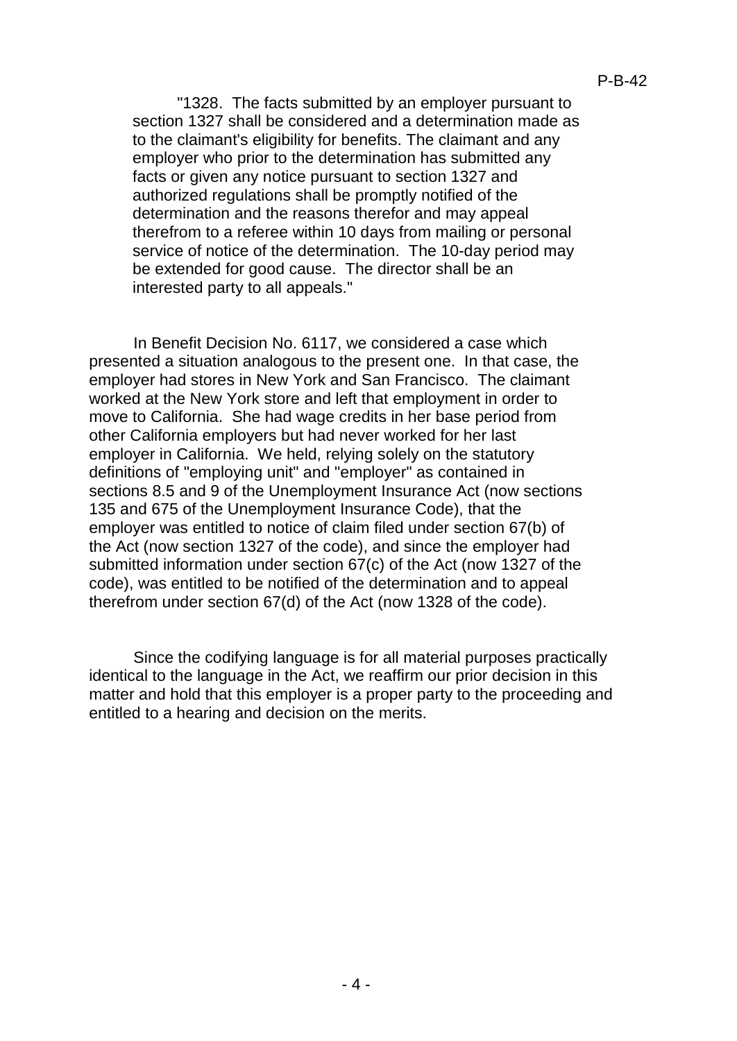> "1328. The facts submitted by an employer pursuant to section 1327 shall be considered and a determination made as to the claimant's eligibility for benefits. The claimant and any employer who prior to the determination has submitted any facts or given any notice pursuant to section 1327 and authorized regulations shall be promptly notified of the determination and the reasons therefor and may appeal therefrom to a referee within 10 days from mailing or personal service of notice of the determination. The 10-day period may be extended for good cause. The director shall be an interested party to all appeals."

In Benefit Decision No. 6117, we considered a case which presented a situation analogous to the present one. In that case, the employer had stores in New York and San Francisco. The claimant worked at the New York store and left that employment in order to move to California. She had wage credits in her base period from other California employers but had never worked for her last employer in California. We held, relying solely on the statutory definitions of "employing unit" and "employer" as contained in sections 8.5 and 9 of the Unemployment Insurance Act (now sections 135 and 675 of the Unemployment Insurance Code), that the employer was entitled to notice of claim filed under section 67(b) of the Act (now section 1327 of the code), and since the employer had submitted information under section 67(c) of the Act (now 1327 of the code), was entitled to be notified of the determination and to appeal therefrom under section 67(d) of the Act (now 1328 of the code).

Since the codifying language is for all material purposes practically identical to the language in the Act, we reaffirm our prior decision in this matter and hold that this employer is a proper party to the proceeding and entitled to a hearing and decision on the merits.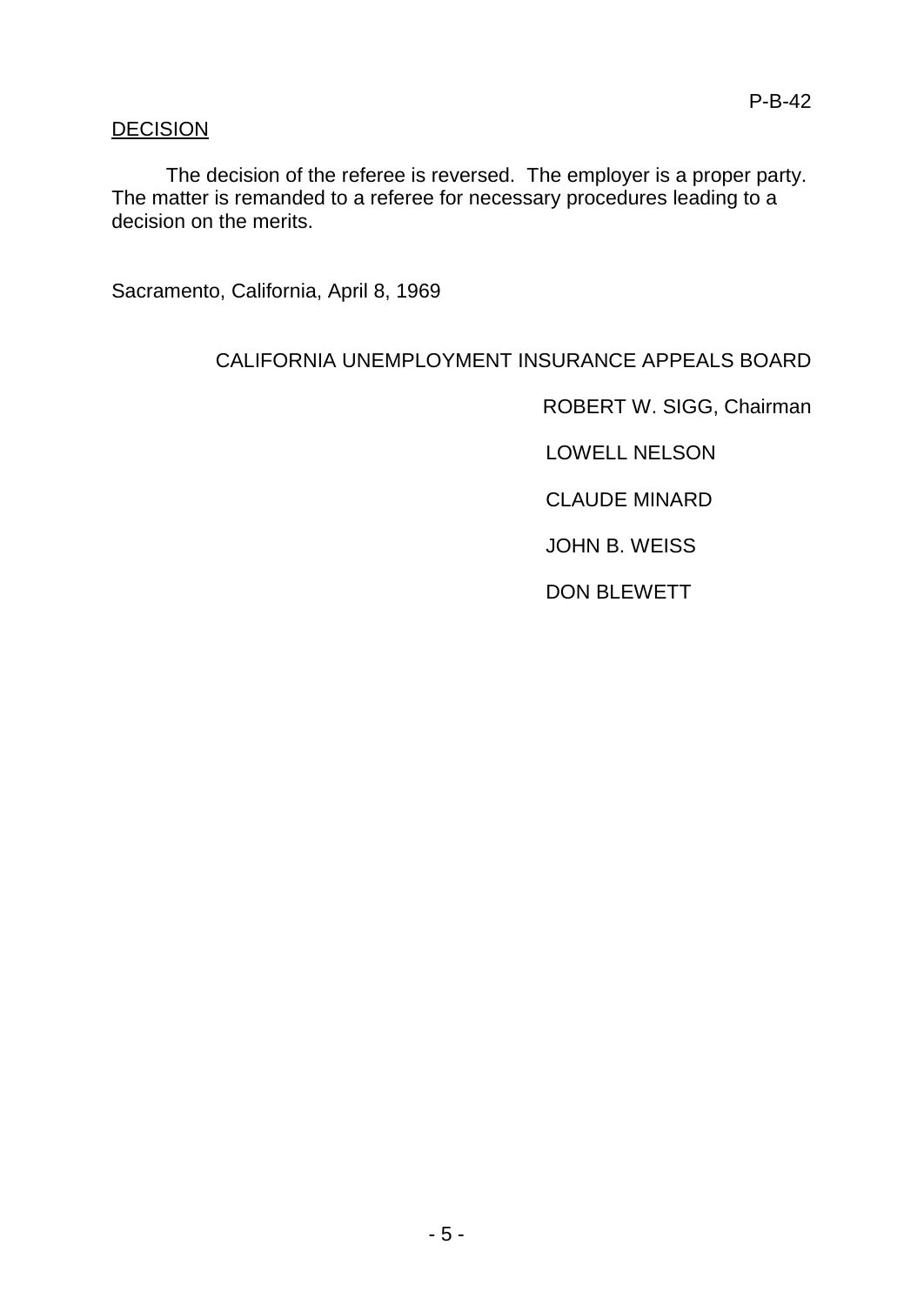## DECISION

The decision of the referee is reversed. The employer is a proper party. The matter is remanded to a referee for necessary procedures leading to a decision on the merits.

Sacramento, California, April 8, 1969

CALIFORNIA UNEMPLOYMENT INSURANCE APPEALS BOARD

ROBERT W. SIGG, Chairman

LOWELL NELSON

CLAUDE MINARD

JOHN B. WEISS

DON BLEWETT